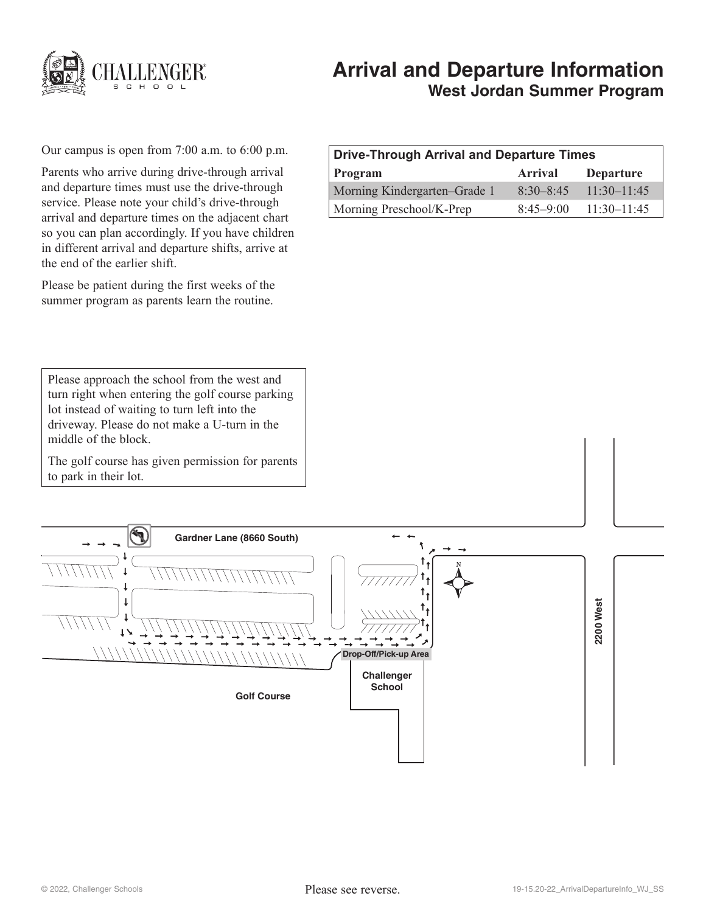# Arrival and Departure Information

## West Jordan Summer Program

Our campus is open from 7:00 a.m. to 6:00 p.m.

Parents who arrive during drive-through arrival and departure times must use the drive-through service. Please note your child's drive-through arrival and departure times on the adjacent chart so you can plan accordingly. If you have children in different arrival and departure shifts, arrive at the end of the earlier shift.

Please be patient during the first weeks of the summer program as parents learn the routine.

**Drive-Through Arrival and Departure Times**

| Program | Arrival | Departure |
|---|---|---|
| Morning Kindergarten–Grade 1 | 8:30–8:45 | 11:30–11:45 |
| Morning Preschool/K-Prep | 8:45–9:00 | 11:30–11:45 |

Please approach the school from the west and turn right when entering the golf course parking lot instead of waiting to turn left into the driveway. Please do not make a U-turn in the middle of the block.

The golf course has given permission for parents to park in their lot.

Gardner Lane (8660 South)

2200 West

N

Drop-Off/Pick-up Area

Challenger School

Golf Course

Please see reverse.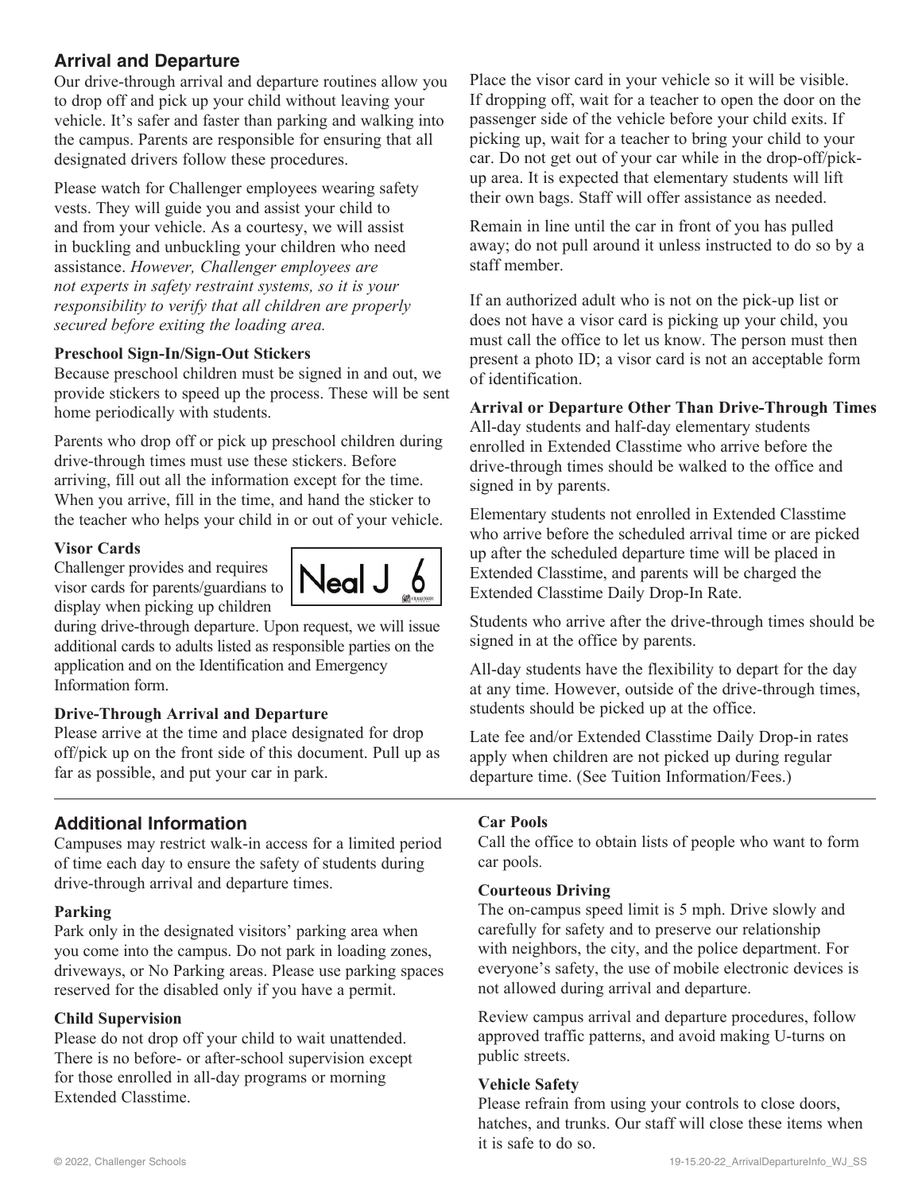## Arrival and Departure

Our drive-through arrival and departure routines allow you to drop off and pick up your child without leaving your vehicle. It's safer and faster than parking and walking into the campus. Parents are responsible for ensuring that all designated drivers follow these procedures.

Please watch for Challenger employees wearing safety vests. They will guide you and assist your child to and from your vehicle. As a courtesy, we will assist in buckling and unbuckling your children who need assistance. *However, Challenger employees are not experts in safety restraint systems, so it is your responsibility to verify that all children are properly secured before exiting the loading area.*

**Preschool Sign-In/Sign-Out Stickers**

Because preschool children must be signed in and out, we provide stickers to speed up the process. These will be sent home periodically with students.

Parents who drop off or pick up preschool children during drive-through times must use these stickers. Before arriving, fill out all the information except for the time. When you arrive, fill in the time, and hand the sticker to the teacher who helps your child in or out of your vehicle.

**Visor Cards**

Neal J 6

Challenger provides and requires visor cards for parents/guardians to display when picking up children during drive-through departure. Upon request, we will issue additional cards to adults listed as responsible parties on the application and on the Identification and Emergency Information form.

**Drive-Through Arrival and Departure**

Please arrive at the time and place designated for drop off/pick up on the front side of this document. Pull up as far as possible, and put your car in park.

Place the visor card in your vehicle so it will be visible. If dropping off, wait for a teacher to open the door on the passenger side of the vehicle before your child exits. If picking up, wait for a teacher to bring your child to your car. Do not get out of your car while in the drop-off/pick-up area. It is expected that elementary students will lift their own bags. Staff will offer assistance as needed.

Remain in line until the car in front of you has pulled away; do not pull around it unless instructed to do so by a staff member.

If an authorized adult who is not on the pick-up list or does not have a visor card is picking up your child, you must call the office to let us know. The person must then present a photo ID; a visor card is not an acceptable form of identification.

**Arrival or Departure Other Than Drive-Through Times**

All-day students and half-day elementary students enrolled in Extended Classtime who arrive before the drive-through times should be walked to the office and signed in by parents.

Elementary students not enrolled in Extended Classtime who arrive before the scheduled arrival time or are picked up after the scheduled departure time will be placed in Extended Classtime, and parents will be charged the Extended Classtime Daily Drop-In Rate.

Students who arrive after the drive-through times should be signed in at the office by parents.

All-day students have the flexibility to depart for the day at any time. However, outside of the drive-through times, students should be picked up at the office.

Late fee and/or Extended Classtime Daily Drop-in rates apply when children are not picked up during regular departure time. (See Tuition Information/Fees.)

## Additional Information

Campuses may restrict walk-in access for a limited period of time each day to ensure the safety of students during drive-through arrival and departure times.

**Parking**

Park only in the designated visitors' parking area when you come into the campus. Do not park in loading zones, driveways, or No Parking areas. Please use parking spaces reserved for the disabled only if you have a permit.

**Child Supervision**

Please do not drop off your child to wait unattended. There is no before- or after-school supervision except for those enrolled in all-day programs or morning Extended Classtime.

**Car Pools**

Call the office to obtain lists of people who want to form car pools.

**Courteous Driving**

The on-campus speed limit is 5 mph. Drive slowly and carefully for safety and to preserve our relationship with neighbors, the city, and the police department. For everyone's safety, the use of mobile electronic devices is not allowed during arrival and departure.

Review campus arrival and departure procedures, follow approved traffic patterns, and avoid making U-turns on public streets.

**Vehicle Safety**

Please refrain from using your controls to close doors, hatches, and trunks. Our staff will close these items when it is safe to do so.

© 2022, Challenger Schools 19-15.20-22_ArrivalDepartureInfo_WJ_SS